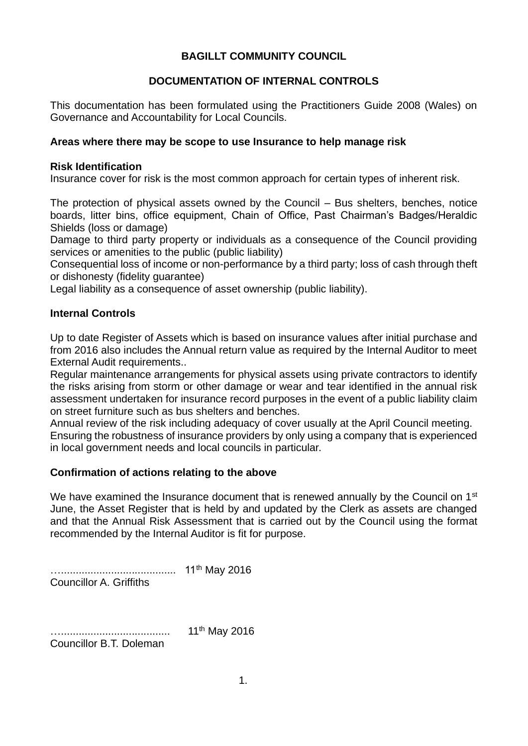# BAGILLT COMMUNITY COUNCIL

## DOCUMENTATION OF INTERNAL CONTROLS

This documentation has been formulated using the Practitioners Guide 2008 (Wales) on Governance and Accountability for Local Councils.

**Areas where there may be scope to use Insurance to help manage risk**

**Risk Identification**
Insurance cover for risk is the most common approach for certain types of inherent risk.

The protection of physical assets owned by the Council – Bus shelters, benches, notice boards, litter bins, office equipment, Chain of Office, Past Chairman's Badges/Heraldic Shields (loss or damage)
Damage to third party property or individuals as a consequence of the Council providing services or amenities to the public (public liability)
Consequential loss of income or non-performance by a third party; loss of cash through theft or dishonesty (fidelity guarantee)
Legal liability as a consequence of asset ownership (public liability).

**Internal Controls**

Up to date Register of Assets which is based on insurance values after initial purchase and from 2016 also includes the Annual return value as required by the Internal Auditor to meet External Audit requirements..
Regular maintenance arrangements for physical assets using private contractors to identify the risks arising from storm or other damage or wear and tear identified in the annual risk assessment undertaken for insurance record purposes in the event of a public liability claim on street furniture such as bus shelters and benches.
Annual review of the risk including adequacy of cover usually at the April Council meeting.
Ensuring the robustness of insurance providers by only using a company that is experienced in local government needs and local councils in particular.

**Confirmation of actions relating to the above**

We have examined the Insurance document that is renewed annually by the Council on 1st June, the Asset Register that is held by and updated by the Clerk as assets are changed and that the Annual Risk Assessment that is carried out by the Council using the format recommended by the Internal Auditor is fit for purpose.

…....................................... 11th May 2016
Councillor A. Griffiths

…..................................... 11th May 2016
Councillor B.T. Doleman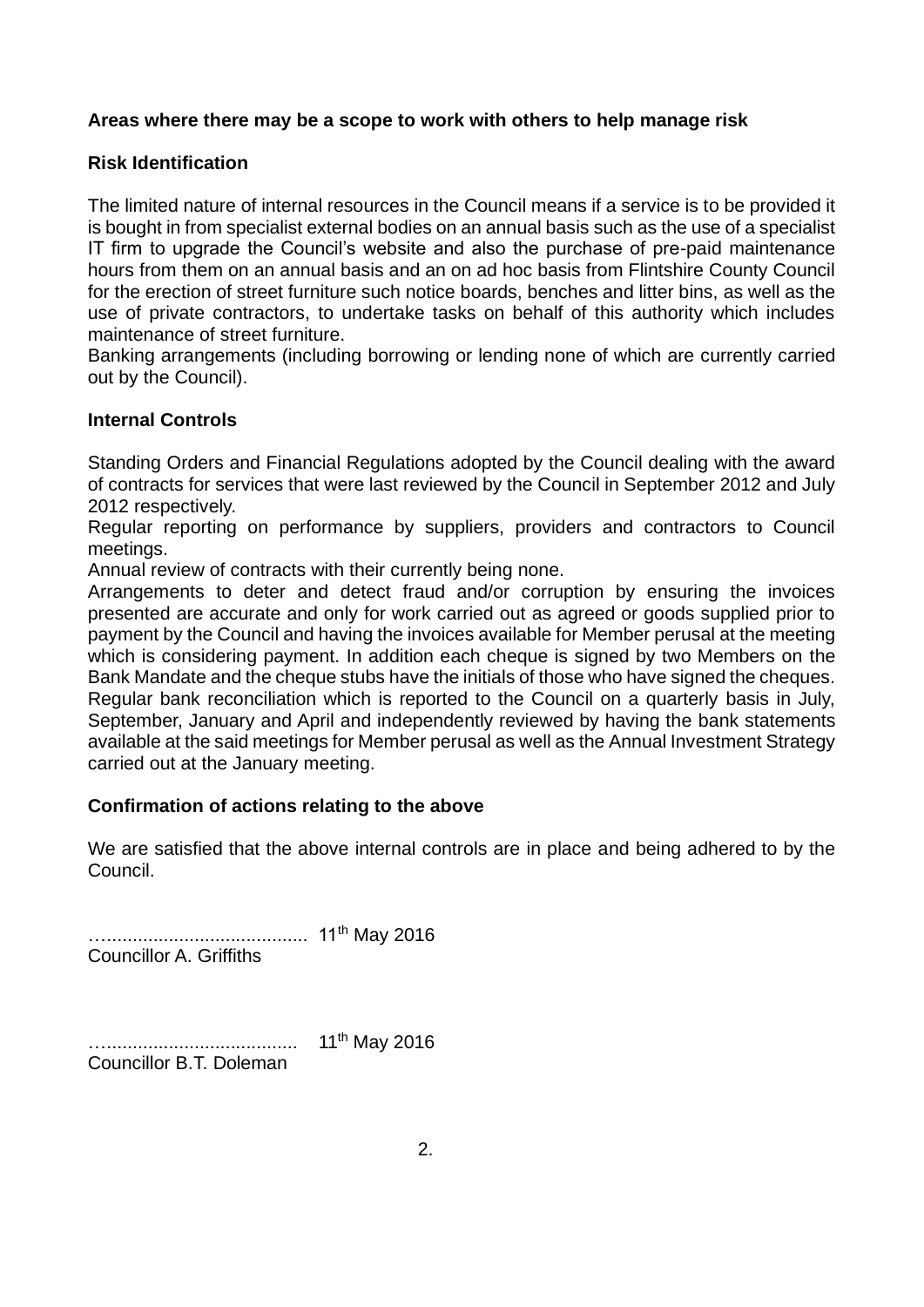**Areas where there may be a scope to work with others to help manage risk**

**Risk Identification**

The limited nature of internal resources in the Council means if a service is to be provided it is bought in from specialist external bodies on an annual basis such as the use of a specialist IT firm to upgrade the Council's website and also the purchase of pre-paid maintenance hours from them on an annual basis and an on ad hoc basis from Flintshire County Council for the erection of street furniture such notice boards, benches and litter bins, as well as the use of private contractors, to undertake tasks on behalf of this authority which includes maintenance of street furniture.
Banking arrangements (including borrowing or lending none of which are currently carried out by the Council).

**Internal Controls**

Standing Orders and Financial Regulations adopted by the Council dealing with the award of contracts for services that were last reviewed by the Council in September 2012 and July 2012 respectively.
Regular reporting on performance by suppliers, providers and contractors to Council meetings.
Annual review of contracts with their currently being none.
Arrangements to deter and detect fraud and/or corruption by ensuring the invoices presented are accurate and only for work carried out as agreed or goods supplied prior to payment by the Council and having the invoices available for Member perusal at the meeting which is considering payment. In addition each cheque is signed by two Members on the Bank Mandate and the cheque stubs have the initials of those who have signed the cheques.
Regular bank reconciliation which is reported to the Council on a quarterly basis in July, September, January and April and independently reviewed by having the bank statements available at the said meetings for Member perusal as well as the Annual Investment Strategy carried out at the January meeting.

**Confirmation of actions relating to the above**

We are satisfied that the above internal controls are in place and being adhered to by the Council.

…....................................... 11th May 2016
Councillor A. Griffiths

…..................................... 11th May 2016
Councillor B.T. Doleman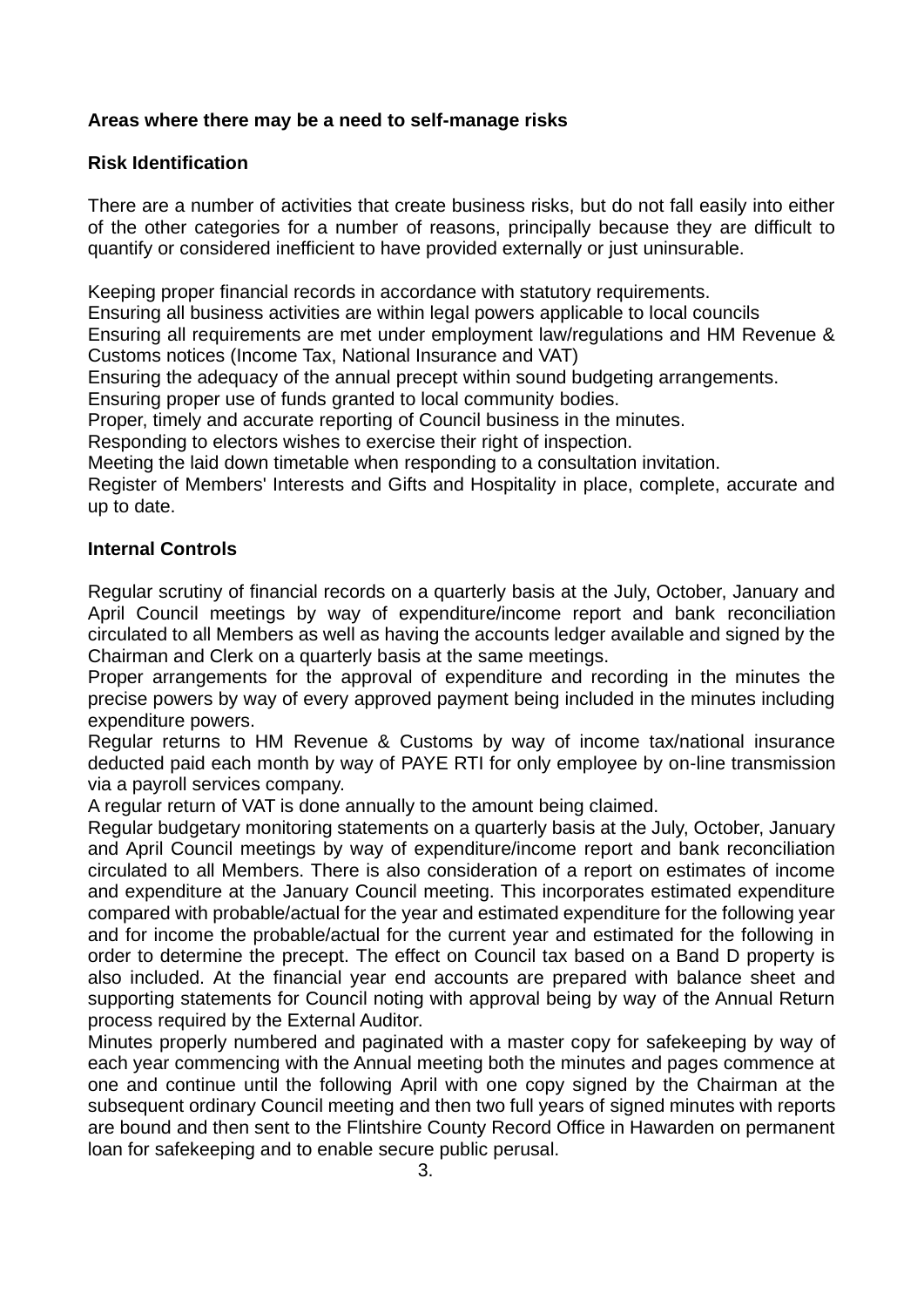**Areas where there may be a need to self-manage risks**

**Risk Identification**

There are a number of activities that create business risks, but do not fall easily into either of the other categories for a number of reasons, principally because they are difficult to quantify or considered inefficient to have provided externally or just uninsurable.

Keeping proper financial records in accordance with statutory requirements.
Ensuring all business activities are within legal powers applicable to local councils
Ensuring all requirements are met under employment law/regulations and HM Revenue & Customs notices (Income Tax, National Insurance and VAT)
Ensuring the adequacy of the annual precept within sound budgeting arrangements.
Ensuring proper use of funds granted to local community bodies.
Proper, timely and accurate reporting of Council business in the minutes.
Responding to electors wishes to exercise their right of inspection.
Meeting the laid down timetable when responding to a consultation invitation.
Register of Members' Interests and Gifts and Hospitality in place, complete, accurate and up to date.

**Internal Controls**

Regular scrutiny of financial records on a quarterly basis at the July, October, January and April Council meetings by way of expenditure/income report and bank reconciliation circulated to all Members as well as having the accounts ledger available and signed by the Chairman and Clerk on a quarterly basis at the same meetings.
Proper arrangements for the approval of expenditure and recording in the minutes the precise powers by way of every approved payment being included in the minutes including expenditure powers.
Regular returns to HM Revenue & Customs by way of income tax/national insurance deducted paid each month by way of PAYE RTI for only employee by on-line transmission via a payroll services company.
A regular return of VAT is done annually to the amount being claimed.
Regular budgetary monitoring statements on a quarterly basis at the July, October, January and April Council meetings by way of expenditure/income report and bank reconciliation circulated to all Members. There is also consideration of a report on estimates of income and expenditure at the January Council meeting. This incorporates estimated expenditure compared with probable/actual for the year and estimated expenditure for the following year and for income the probable/actual for the current year and estimated for the following in order to determine the precept. The effect on Council tax based on a Band D property is also included. At the financial year end accounts are prepared with balance sheet and supporting statements for Council noting with approval being by way of the Annual Return process required by the External Auditor.
Minutes properly numbered and paginated with a master copy for safekeeping by way of each year commencing with the Annual meeting both the minutes and pages commence at one and continue until the following April with one copy signed by the Chairman at the subsequent ordinary Council meeting and then two full years of signed minutes with reports are bound and then sent to the Flintshire County Record Office in Hawarden on permanent loan for safekeeping and to enable secure public perusal.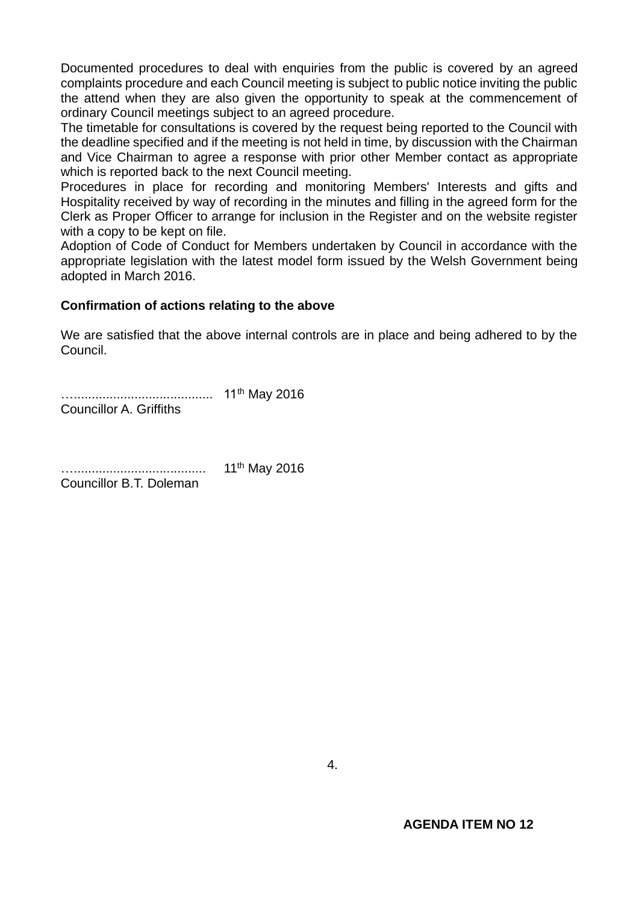Documented procedures to deal with enquiries from the public is covered by an agreed complaints procedure and each Council meeting is subject to public notice inviting the public the attend when they are also given the opportunity to speak at the commencement of ordinary Council meetings subject to an agreed procedure.

The timetable for consultations is covered by the request being reported to the Council with the deadline specified and if the meeting is not held in time, by discussion with the Chairman and Vice Chairman to agree a response with prior other Member contact as appropriate which is reported back to the next Council meeting.

Procedures in place for recording and monitoring Members' Interests and gifts and Hospitality received by way of recording in the minutes and filling in the agreed form for the Clerk as Proper Officer to arrange for inclusion in the Register and on the website register with a copy to be kept on file.

Adoption of Code of Conduct for Members undertaken by Council in accordance with the appropriate legislation with the latest model form issued by the Welsh Government being adopted in March 2016.

**Confirmation of actions relating to the above**

We are satisfied that the above internal controls are in place and being adhered to by the Council.

…....................................... 11th May 2016
Councillor A. Griffiths

…..................................... 11th May 2016
Councillor B.T. Doleman

**AGENDA ITEM NO 12**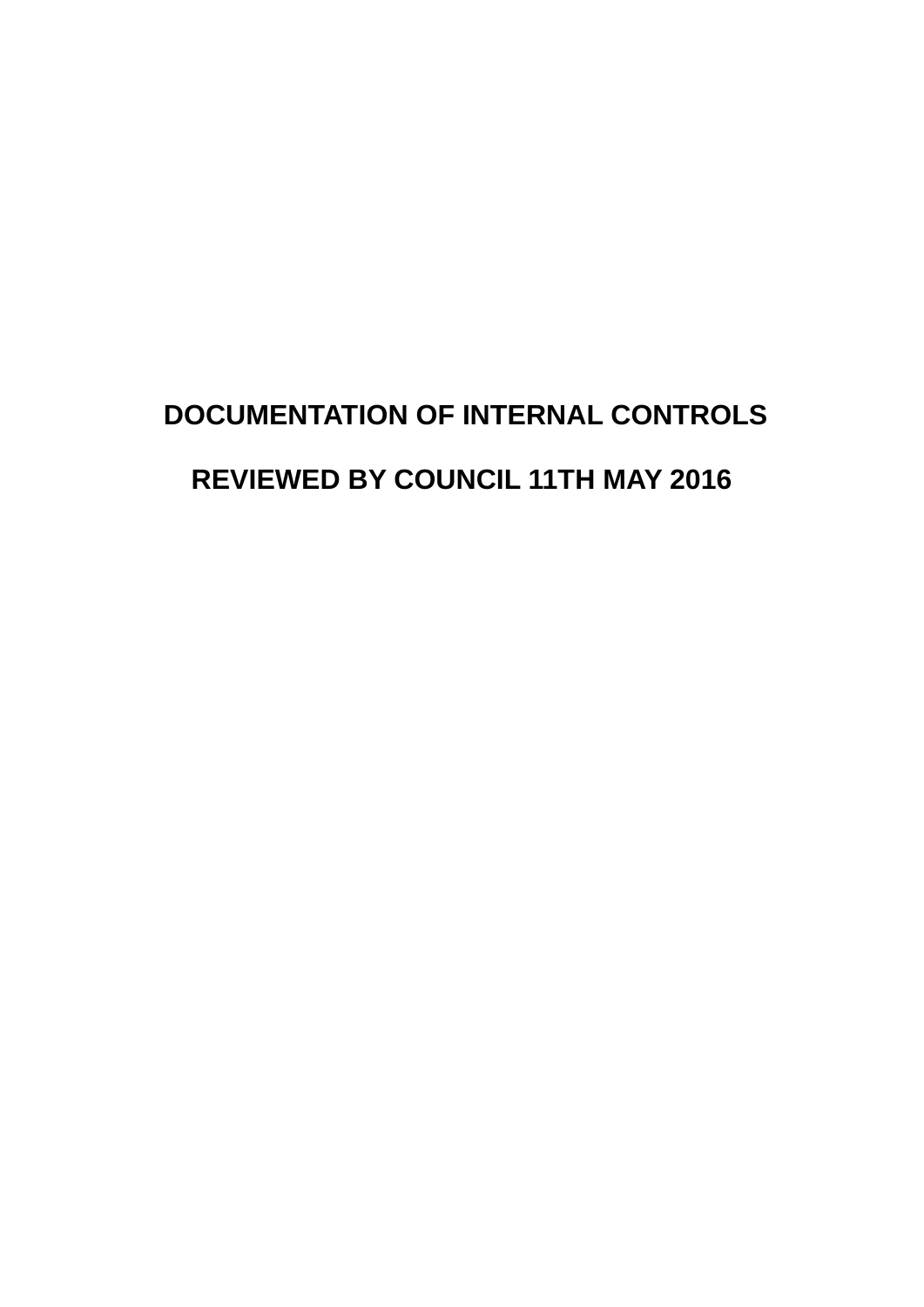# DOCUMENTATION OF INTERNAL CONTROLS

# REVIEWED BY COUNCIL 11TH MAY 2016